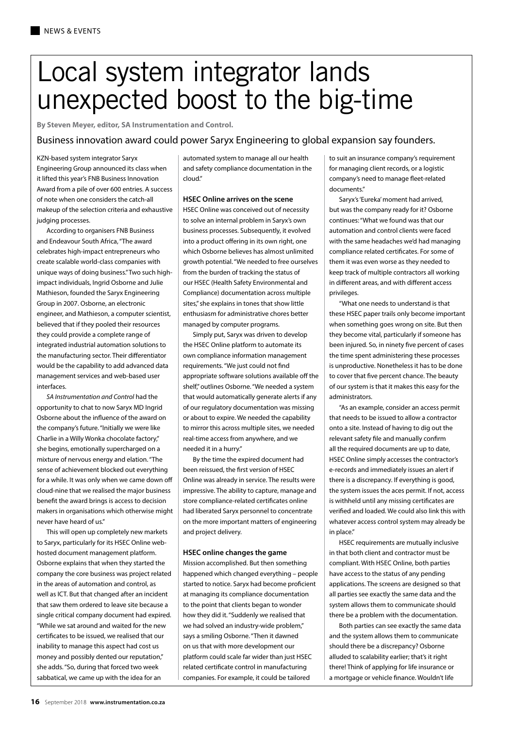# Local system integrator lands unexpected boost to the big-time

**By Steven Meyer, editor, SA Instrumentation and Control.**

## Business innovation award could power Saryx Engineering to global expansion say founders.

KZN-based system integrator Saryx Engineering Group announced its class when it lifted this year's FNB Business Innovation Award from a pile of over 600 entries. A success of note when one considers the catch-all makeup of the selection criteria and exhaustive judging processes.

According to organisers FNB Business and Endeavour South Africa, "The award celebrates high-impact entrepreneurs who create scalable world-class companies with unique ways of doing business." Two such high-impact individuals, Ingrid Osborne and Julie Mathieson, founded the Saryx Engineering Group in 2007. Osborne, an electronic engineer, and Mathieson, a computer scientist, believed that if they pooled their resources they could provide a complete range of integrated industrial automation solutions to the manufacturing sector. Their differentiator would be the capability to add advanced data management services and web-based user interfaces.

*SA Instrumentation and Control* had the opportunity to chat to now Saryx MD Ingrid Osborne about the influence of the award on the company's future. "Initially we were like Charlie in a Willy Wonka chocolate factory," she begins, emotionally supercharged on a mixture of nervous energy and elation. "The sense of achievement blocked out everything for a while. It was only when we came down off cloud-nine that we realised the major business benefit the award brings is access to decision makers in organisations which otherwise might never have heard of us."

This will open up completely new markets to Saryx, particularly for its HSEC Online web-hosted document management platform. Osborne explains that when they started the company the core business was project related in the areas of automation and control, as well as ICT. But that changed after an incident that saw them ordered to leave site because a single critical company document had expired. "While we sat around and waited for the new certificates to be issued, we realised that our inability to manage this aspect had cost us money and possibly dented our reputation," she adds. "So, during that forced two week sabbatical, we came up with the idea for an automated system to manage all our health and safety compliance documentation in the cloud."

### HSEC Online arrives on the scene

HSEC Online was conceived out of necessity to solve an internal problem in Saryx's own business processes. Subsequently, it evolved into a product offering in its own right, one which Osborne believes has almost unlimited growth potential. "We needed to free ourselves from the burden of tracking the status of our HSEC (Health Safety Environmental and Compliance) documentation across multiple sites," she explains in tones that show little enthusiasm for administrative chores better managed by computer programs.

Simply put, Saryx was driven to develop the HSEC Online platform to automate its own compliance information management requirements. "We just could not find appropriate software solutions available off the shelf," outlines Osborne. "We needed a system that would automatically generate alerts if any of our regulatory documentation was missing or about to expire. We needed the capability to mirror this across multiple sites, we needed real-time access from anywhere, and we needed it in a hurry."

By the time the expired document had been reissued, the first version of HSEC Online was already in service. The results were impressive. The ability to capture, manage and store compliance-related certificates online had liberated Saryx personnel to concentrate on the more important matters of engineering and project delivery.

### HSEC online changes the game

Mission accomplished. But then something happened which changed everything – people started to notice. Saryx had become proficient at managing its compliance documentation to the point that clients began to wonder how they did it. "Suddenly we realised that we had solved an industry-wide problem," says a smiling Osborne. "Then it dawned on us that with more development our platform could scale far wider than just HSEC related certificate control in manufacturing companies. For example, it could be tailored to suit an insurance company's requirement for managing client records, or a logistic company's need to manage fleet-related documents."

Saryx's 'Eureka' moment had arrived, but was the company ready for it? Osborne continues: "What we found was that our automation and control clients were faced with the same headaches we'd had managing compliance related certificates. For some of them it was even worse as they needed to keep track of multiple contractors all working in different areas, and with different access privileges.

"What one needs to understand is that these HSEC paper trails only become important when something goes wrong on site. But then they become vital, particularly if someone has been injured. So, in ninety five percent of cases the time spent administering these processes is unproductive. Nonetheless it has to be done to cover that five percent chance. The beauty of our system is that it makes this easy for the administrators.

"As an example, consider an access permit that needs to be issued to allow a contractor onto a site. Instead of having to dig out the relevant safety file and manually confirm all the required documents are up to date, HSEC Online simply accesses the contractor's e-records and immediately issues an alert if there is a discrepancy. If everything is good, the system issues the aces permit. If not, access is withheld until any missing certificates are verified and loaded. We could also link this with whatever access control system may already be in place."

HSEC requirements are mutually inclusive in that both client and contractor must be compliant. With HSEC Online, both parties have access to the status of any pending applications. The screens are designed so that all parties see exactly the same data and the system allows them to communicate should there be a problem with the documentation.

Both parties can see exactly the same data and the system allows them to communicate should there be a discrepancy? Osborne alluded to scalability earlier; that's it right there! Think of applying for life insurance or a mortgage or vehicle finance. Wouldn't life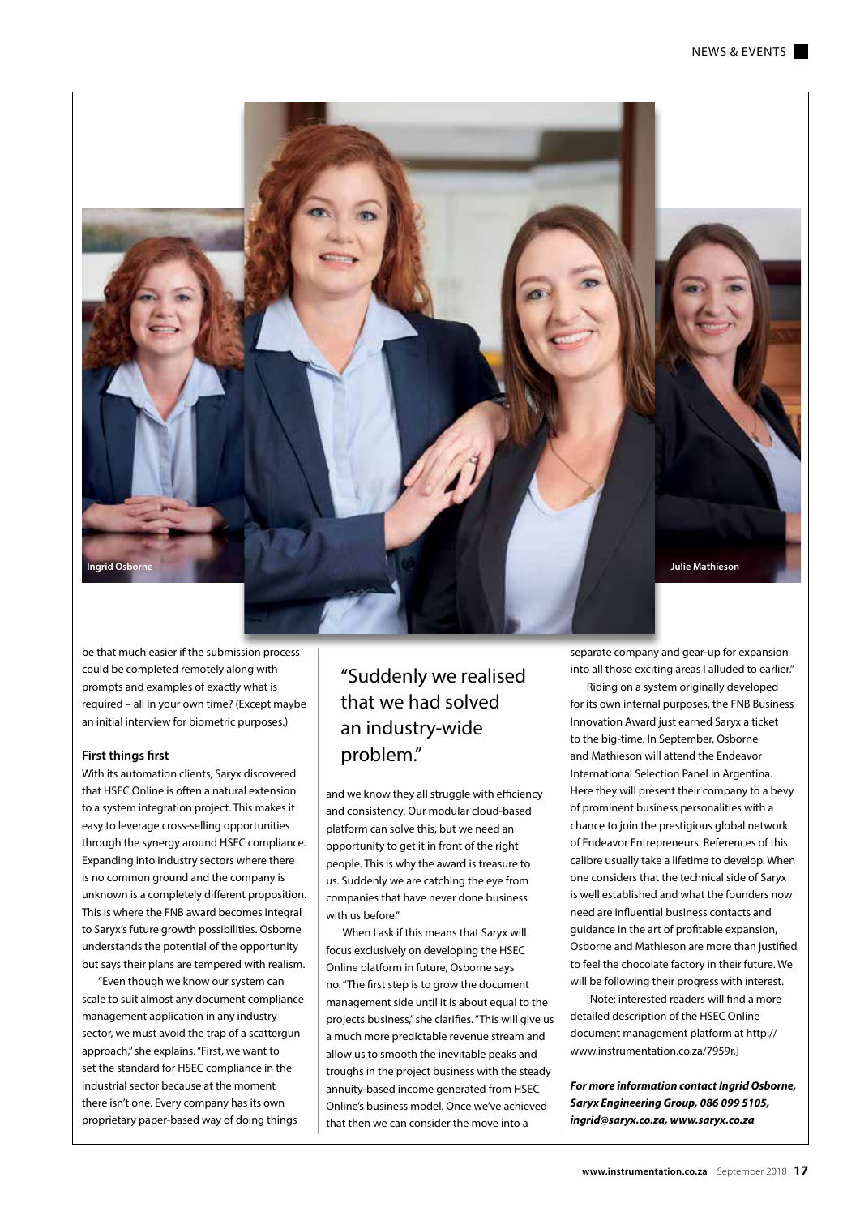Ingrid Osborne

Julie Mathieson

be that much easier if the submission process could be completed remotely along with prompts and examples of exactly what is required – all in your own time? (Except maybe an initial interview for biometric purposes.)

### First things first

With its automation clients, Saryx discovered that HSEC Online is often a natural extension to a system integration project. This makes it easy to leverage cross-selling opportunities through the synergy around HSEC compliance. Expanding into industry sectors where there is no common ground and the company is unknown is a completely different proposition. This is where the FNB award becomes integral to Saryx's future growth possibilities. Osborne understands the potential of the opportunity but says their plans are tempered with realism.

"Even though we know our system can scale to suit almost any document compliance management application in any industry sector, we must avoid the trap of a scattergun approach," she explains. "First, we want to set the standard for HSEC compliance in the industrial sector because at the moment there isn't one. Every company has its own proprietary paper-based way of doing things and we know they all struggle with efficiency and consistency. Our modular cloud-based platform can solve this, but we need an opportunity to get it in front of the right people. This is why the award is treasure to us. Suddenly we are catching the eye from companies that have never done business with us before."

> "Suddenly we realised that we had solved an industry-wide problem."

When I ask if this means that Saryx will focus exclusively on developing the HSEC Online platform in future, Osborne says no. "The first step is to grow the document management side until it is about equal to the projects business," she clarifies. "This will give us a much more predictable revenue stream and allow us to smooth the inevitable peaks and troughs in the project business with the steady annuity-based income generated from HSEC Online's business model. Once we've achieved that then we can consider the move into a separate company and gear-up for expansion into all those exciting areas I alluded to earlier."

Riding on a system originally developed for its own internal purposes, the FNB Business Innovation Award just earned Saryx a ticket to the big-time. In September, Osborne and Mathieson will attend the Endeavor International Selection Panel in Argentina. Here they will present their company to a bevy of prominent business personalities with a chance to join the prestigious global network of Endeavor Entrepreneurs. References of this calibre usually take a lifetime to develop. When one considers that the technical side of Saryx is well established and what the founders now need are influential business contacts and guidance in the art of profitable expansion, Osborne and Mathieson are more than justified to feel the chocolate factory in their future. We will be following their progress with interest.

[Note: interested readers will find a more detailed description of the HSEC Online document management platform at http://www.instrumentation.co.za/7959r.]

***For more information contact Ingrid Osborne, Saryx Engineering Group, 086 099 5105, ingrid@saryx.co.za, www.saryx.co.za***